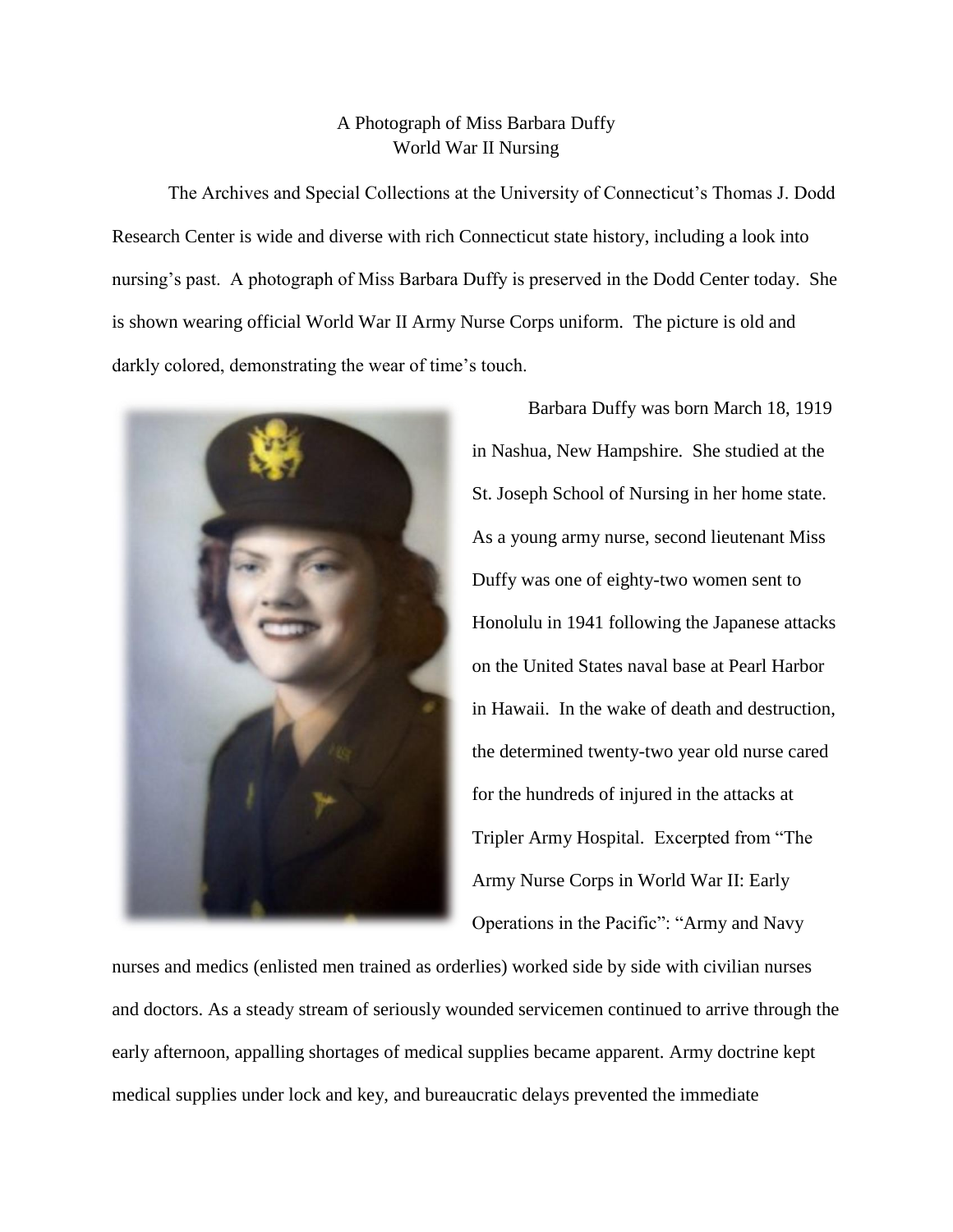# A Photograph of Miss Barbara Duffy
## World War II Nursing

The Archives and Special Collections at the University of Connecticut's Thomas J. Dodd Research Center is wide and diverse with rich Connecticut state history, including a look into nursing's past. A photograph of Miss Barbara Duffy is preserved in the Dodd Center today. She is shown wearing official World War II Army Nurse Corps uniform. The picture is old and darkly colored, demonstrating the wear of time's touch.

Barbara Duffy was born March 18, 1919 in Nashua, New Hampshire. She studied at the St. Joseph School of Nursing in her home state. As a young army nurse, second lieutenant Miss Duffy was one of eighty-two women sent to Honolulu in 1941 following the Japanese attacks on the United States naval base at Pearl Harbor in Hawaii. In the wake of death and destruction, the determined twenty-two year old nurse cared for the hundreds of injured in the attacks at Tripler Army Hospital. Excerpted from "The Army Nurse Corps in World War II: Early Operations in the Pacific": "Army and Navy nurses and medics (enlisted men trained as orderlies) worked side by side with civilian nurses and doctors. As a steady stream of seriously wounded servicemen continued to arrive through the early afternoon, appalling shortages of medical supplies became apparent. Army doctrine kept medical supplies under lock and key, and bureaucratic delays prevented the immediate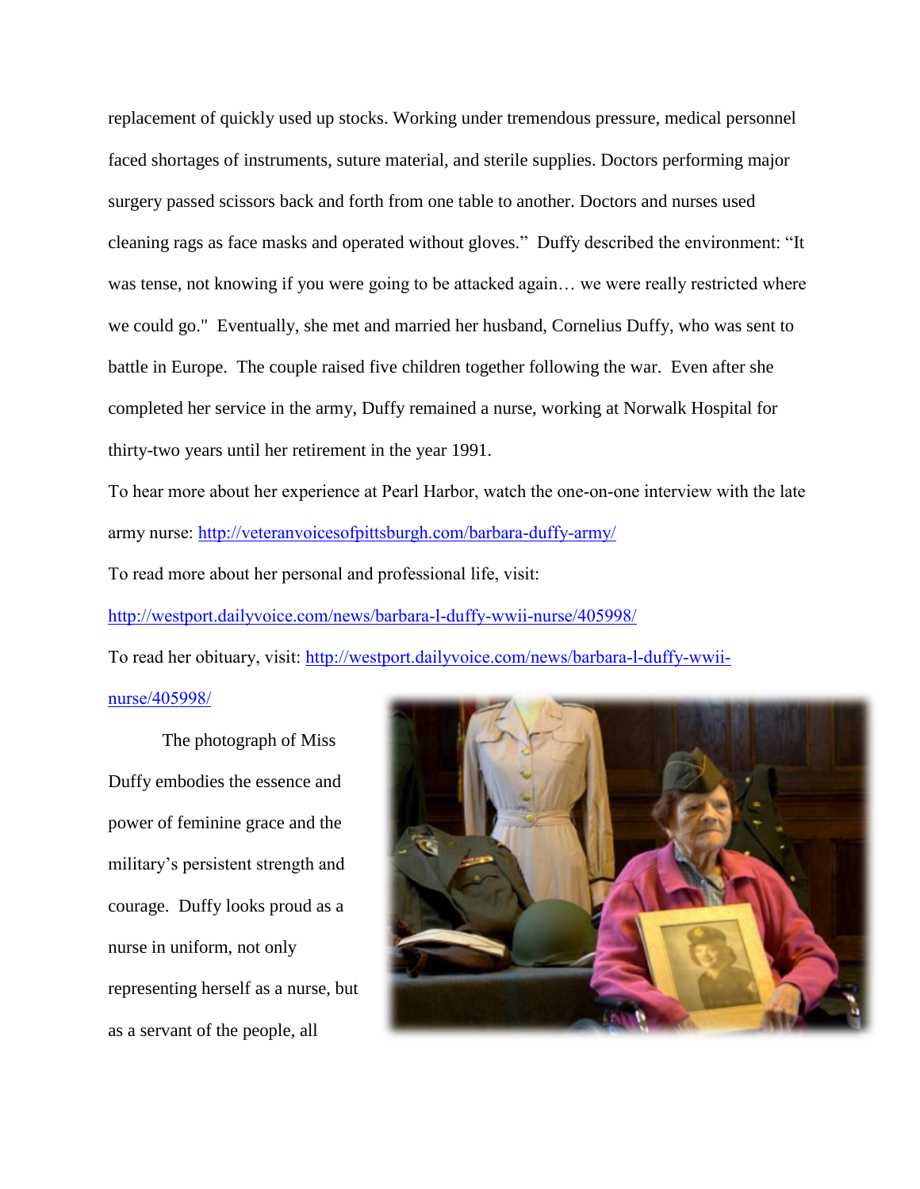replacement of quickly used up stocks. Working under tremendous pressure, medical personnel faced shortages of instruments, suture material, and sterile supplies. Doctors performing major surgery passed scissors back and forth from one table to another. Doctors and nurses used cleaning rags as face masks and operated without gloves." Duffy described the environment: "It was tense, not knowing if you were going to be attacked again… we were really restricted where we could go." Eventually, she met and married her husband, Cornelius Duffy, who was sent to battle in Europe. The couple raised five children together following the war. Even after she completed her service in the army, Duffy remained a nurse, working at Norwalk Hospital for thirty-two years until her retirement in the year 1991.

To hear more about her experience at Pearl Harbor, watch the one-on-one interview with the late army nurse: http://veteranvoicesofpittsburgh.com/barbara-duffy-army/

To read more about her personal and professional life, visit: http://westport.dailyvoice.com/news/barbara-l-duffy-wwii-nurse/405998/

To read her obituary, visit: http://westport.dailyvoice.com/news/barbara-l-duffy-wwii-nurse/405998/

The photograph of Miss Duffy embodies the essence and power of feminine grace and the military's persistent strength and courage. Duffy looks proud as a nurse in uniform, not only representing herself as a nurse, but as a servant of the people, all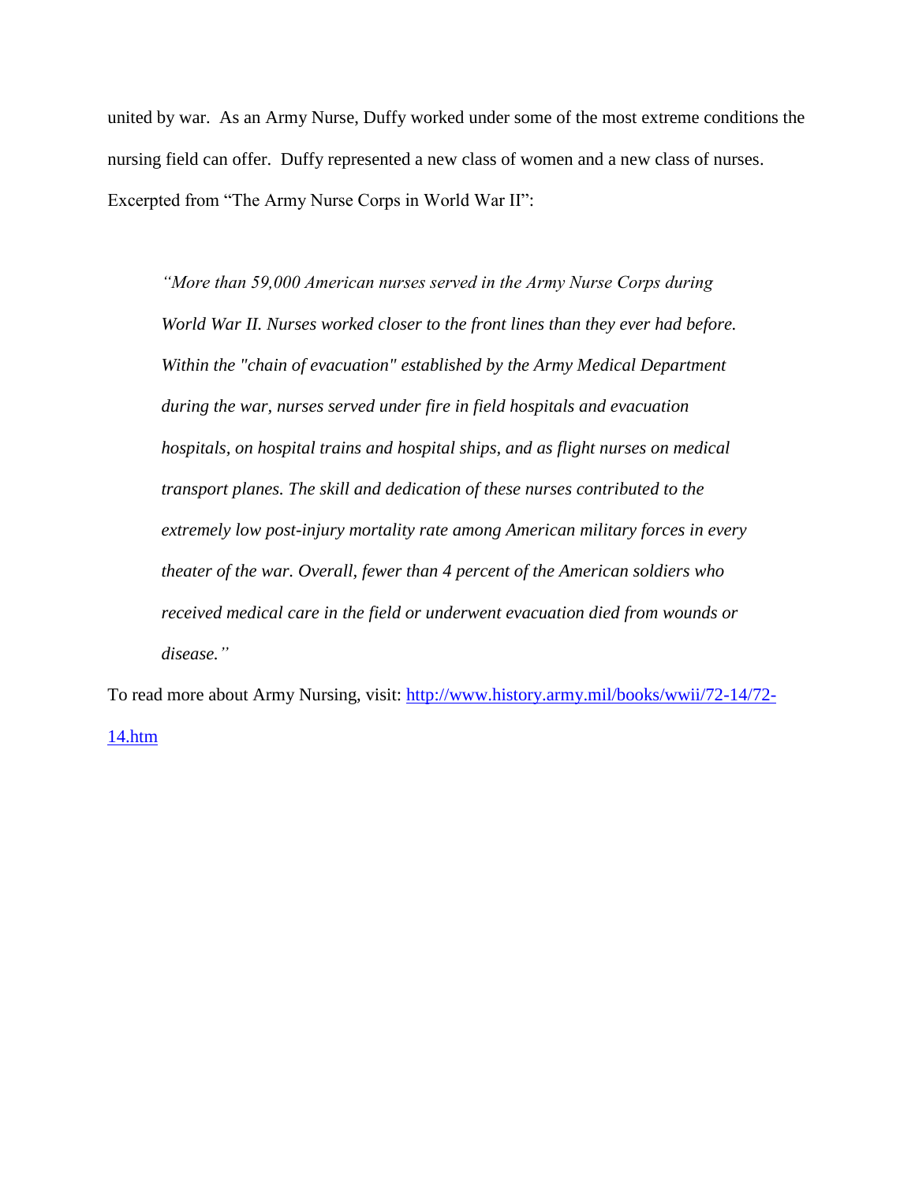united by war. As an Army Nurse, Duffy worked under some of the most extreme conditions the nursing field can offer. Duffy represented a new class of women and a new class of nurses. Excerpted from "The Army Nurse Corps in World War II":

> *"More than 59,000 American nurses served in the Army Nurse Corps during World War II. Nurses worked closer to the front lines than they ever had before. Within the "chain of evacuation" established by the Army Medical Department during the war, nurses served under fire in field hospitals and evacuation hospitals, on hospital trains and hospital ships, and as flight nurses on medical transport planes. The skill and dedication of these nurses contributed to the extremely low post-injury mortality rate among American military forces in every theater of the war. Overall, fewer than 4 percent of the American soldiers who received medical care in the field or underwent evacuation died from wounds or disease."*

To read more about Army Nursing, visit: [http://www.history.army.mil/books/wwii/72-14/72-14.htm](http://www.history.army.mil/books/wwii/72-14/72-14.htm)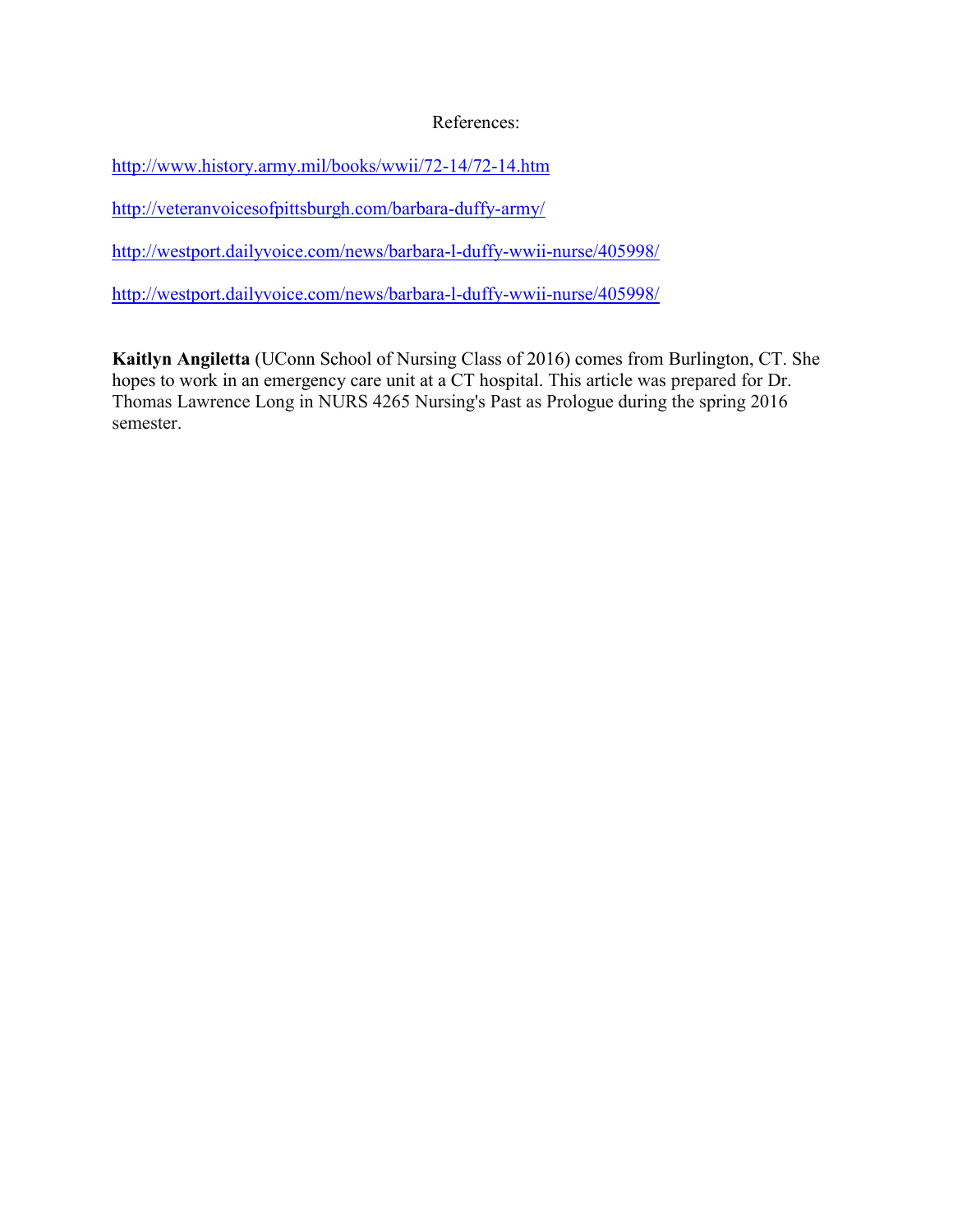References:

http://www.history.army.mil/books/wwii/72-14/72-14.htm

http://veteranvoicesofpittsburgh.com/barbara-duffy-army/

http://westport.dailyvoice.com/news/barbara-l-duffy-wwii-nurse/405998/

http://westport.dailyvoice.com/news/barbara-l-duffy-wwii-nurse/405998/

**Kaitlyn Angiletta** (UConn School of Nursing Class of 2016) comes from Burlington, CT. She hopes to work in an emergency care unit at a CT hospital. This article was prepared for Dr. Thomas Lawrence Long in NURS 4265 Nursing's Past as Prologue during the spring 2016 semester.